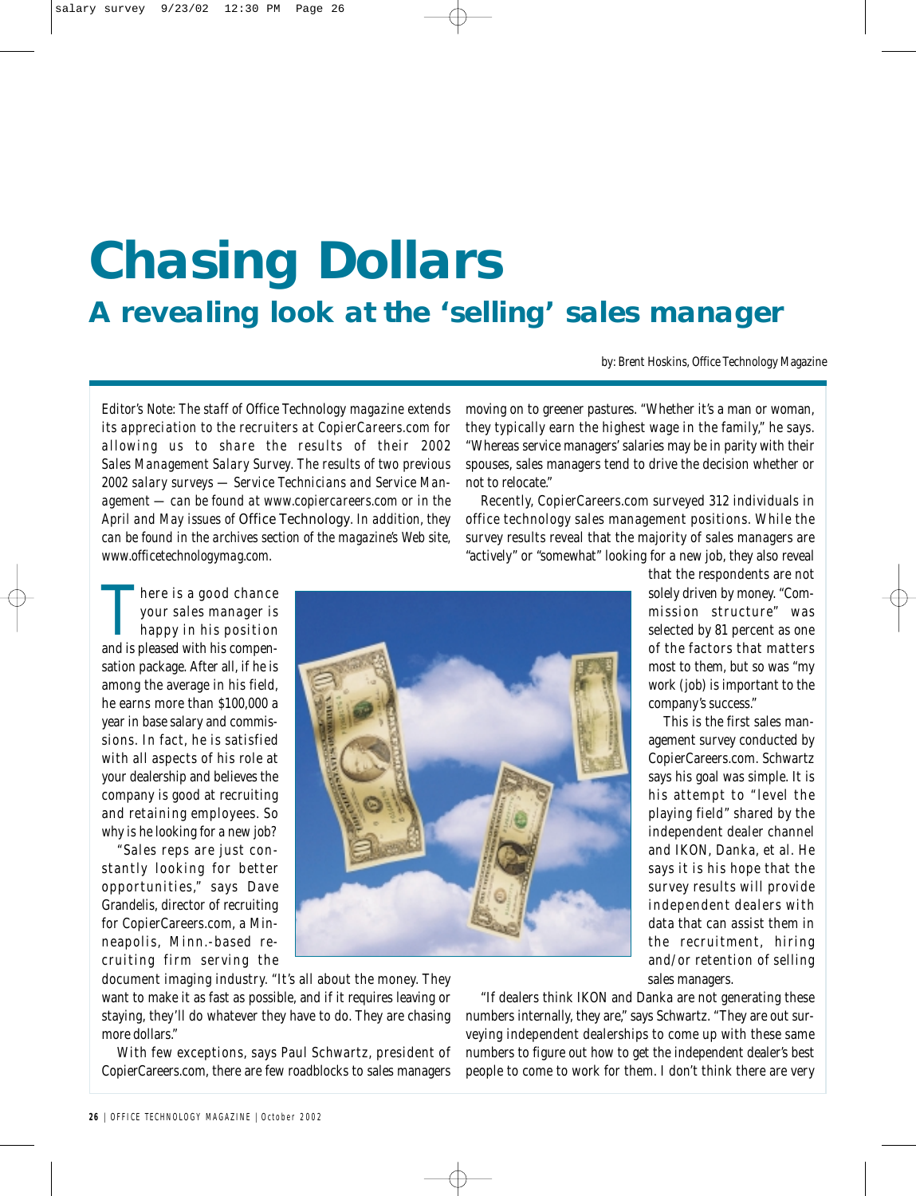# Chasing Dollars

## A revealing look at the 'selling' sales manager

by: Brent Hoskins, Office Technology Magazine

*Editor's Note: The staff of* Office Technology *magazine extends its appreciation to the recruiters at CopierCareers.com for allowing us to share the results of their 2002 Sales Management Salary Survey. The results of two previous 2002 salary surveys — Service Technicians and Service Management — can be found at www.copiercareers.com or in the April and May issues of* Office Technology*. In addition, they can be found in the archives section of the magazine's Web site, www.officetechnologymag.com.*

There is a good chance your sales manager is happy in his position and is pleased with his compensation package. After all, if he is among the average in his field, he earns more than $100,000 a year in base salary and commissions. In fact, he is satisfied with all aspects of his role at your dealership and believes the company is good at recruiting and retaining employees. So why is he looking for a new job?

"Sales reps are just constantly looking for better opportunities," says Dave Grandelis, director of recruiting for CopierCareers.com, a Minneapolis, Minn.-based recruiting firm serving the document imaging industry. "It's all about the money. They want to make it as fast as possible, and if it requires leaving or staying, they'll do whatever they have to do. They are chasing more dollars."

With few exceptions, says Paul Schwartz, president of CopierCareers.com, there are few roadblocks to sales managers moving on to greener pastures. "Whether it's a man or woman, they typically earn the highest wage in the family," he says. "Whereas service managers' salaries may be in parity with their spouses, sales managers tend to drive the decision whether or not to relocate."

Recently, CopierCareers.com surveyed 312 individuals in office technology sales management positions. While the survey results reveal that the majority of sales managers are "actively" or "somewhat" looking for a new job, they also reveal that the respondents are not solely driven by money. "Commission structure" was selected by 81 percent as one of the factors that matters most to them, but so was "my work (job) is important to the company's success."

This is the first sales management survey conducted by CopierCareers.com. Schwartz says his goal was simple. It is his attempt to "level the playing field" shared by the independent dealer channel and IKON, Danka, et al. He says it is his hope that the survey results will provide independent dealers with data that can assist them in the recruitment, hiring and/or retention of selling sales managers.

"If dealers think IKON and Danka are not generating these numbers internally, they are," says Schwartz. "They are out surveying independent dealerships to come up with these same numbers to figure out how to get the independent dealer's best people to come to work for them. I don't think there are very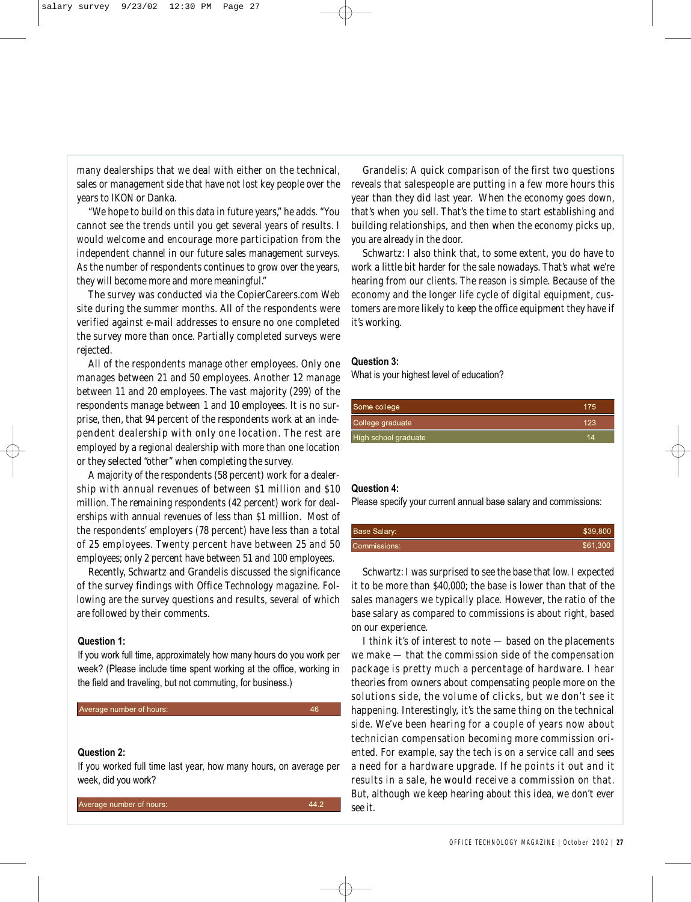many dealerships that we deal with either on the technical, sales or management side that have not lost key people over the years to IKON or Danka.

"We hope to build on this data in future years," he adds. "You cannot see the trends until you get several years of results. I would welcome and encourage more participation from the independent channel in our future sales management surveys. As the number of respondents continues to grow over the years, they will become more and more meaningful."

The survey was conducted via the CopierCareers.com Web site during the summer months. All of the respondents were verified against e-mail addresses to ensure no one completed the survey more than once. Partially completed surveys were rejected.

All of the respondents manage other employees. Only one manages between 21 and 50 employees. Another 12 manage between 11 and 20 employees. The vast majority (299) of the respondents manage between 1 and 10 employees. It is no surprise, then, that 94 percent of the respondents work at an independent dealership with only one location. The rest are employed by a regional dealership with more than one location or they selected "other" when completing the survey.

A majority of the respondents (58 percent) work for a dealership with annual revenues of between $1 million and $10 million. The remaining respondents (42 percent) work for dealerships with annual revenues of less than $1 million. Most of the respondents' employers (78 percent) have less than a total of 25 employees. Twenty percent have between 25 and 50 employees; only 2 percent have between 51 and 100 employees.

Recently, Schwartz and Grandelis discussed the significance of the survey findings with Office Technology magazine. Following are the survey questions and results, several of which are followed by their comments.

**Question 1:**
If you work full time, approximately how many hours do you work per week? (Please include time spent working at the office, working in the field and traveling, but not commuting, for business.)

| | |
|---|---|
| Average number of hours: | 46 |

**Question 2:**
If you worked full time last year, how many hours, on average per week, did you work?

| | |
|---|---|
| Average number of hours: | 44.2 |

Grandelis: A quick comparison of the first two questions reveals that salespeople are putting in a few more hours this year than they did last year. When the economy goes down, that's when you sell. That's the time to start establishing and building relationships, and then when the economy picks up, you are already in the door.

Schwartz: I also think that, to some extent, you do have to work a little bit harder for the sale nowadays. That's what we're hearing from our clients. The reason is simple. Because of the economy and the longer life cycle of digital equipment, customers are more likely to keep the office equipment they have if it's working.

**Question 3:**
What is your highest level of education?

| | |
|---|---|
| Some college | 175 |
| College graduate | 123 |
| High school graduate | 14 |

**Question 4:**
Please specify your current annual base salary and commissions:

| | |
|---|---|
| Base Salary: | $39,800 |
| Commissions: | $61,300 |

Schwartz: I was surprised to see the base that low. I expected it to be more than $40,000; the base is lower than that of the sales managers we typically place. However, the ratio of the base salary as compared to commissions is about right, based on our experience.

I think it's of interest to note — based on the placements we make — that the commission side of the compensation package is pretty much a percentage of hardware. I hear theories from owners about compensating people more on the solutions side, the volume of clicks, but we don't see it happening. Interestingly, it's the same thing on the technical side. We've been hearing for a couple of years now about technician compensation becoming more commission oriented. For example, say the tech is on a service call and sees a need for a hardware upgrade. If he points it out and it results in a sale, he would receive a commission on that. But, although we keep hearing about this idea, we don't ever see it.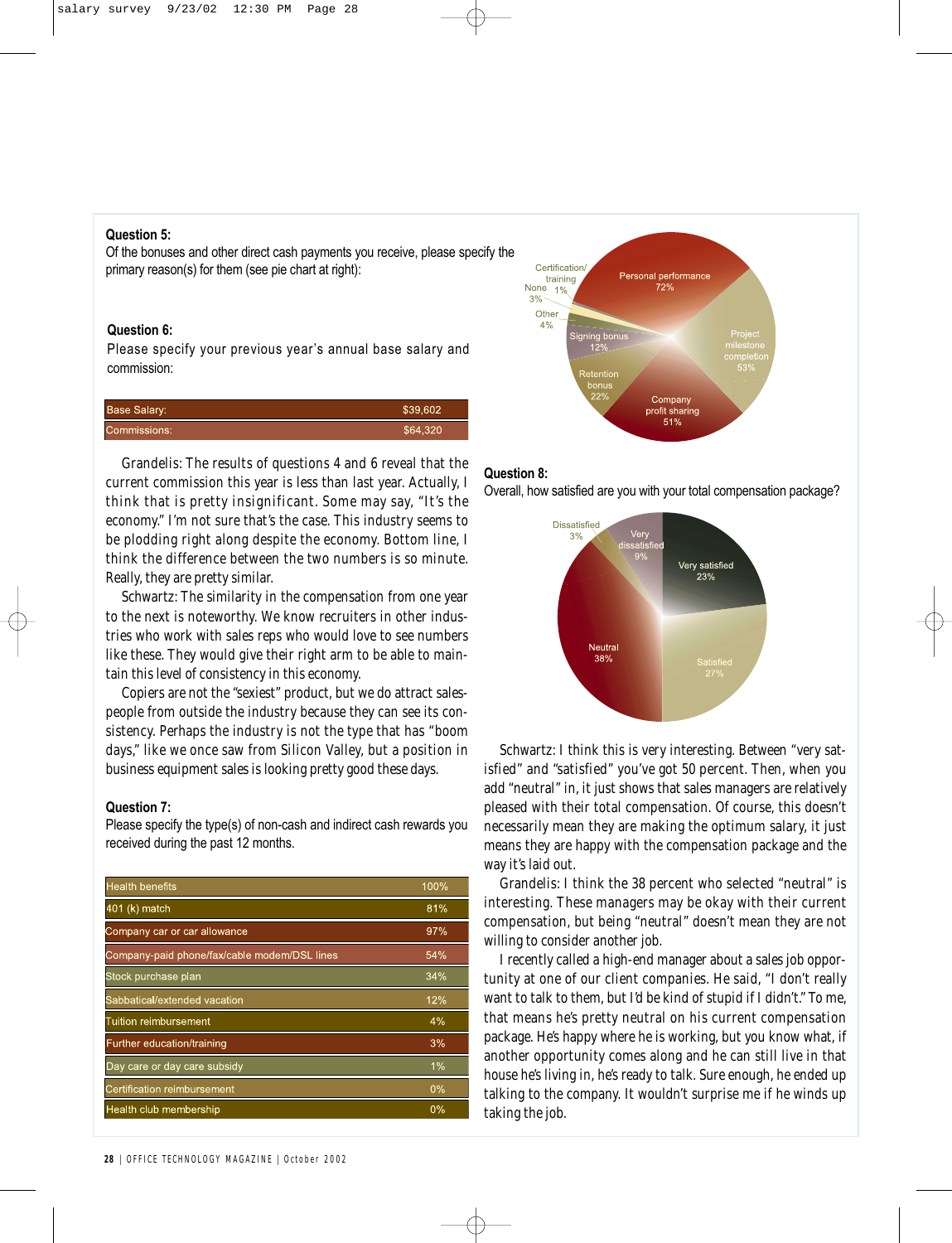**Question 5:**
Of the bonuses and other direct cash payments you receive, please specify the primary reason(s) for them (see pie chart at right):

Personal performance 72%
Project milestone completion 53%
Company profit sharing 51%
Retention bonus 22%
Signing bonus 12%
Other 4%
None 3%
Certification/training 1%

**Question 6:**
Please specify your previous year's annual base salary and commission:

| | |
|---|---|
| Base Salary: | $39,602 |
| Commissions: | $64,320 |

Grandelis: The results of questions 4 and 6 reveal that the current commission this year is less than last year. Actually, I think that is pretty insignificant. Some may say, "It's the economy." I'm not sure that's the case. This industry seems to be plodding right along despite the economy. Bottom line, I think the difference between the two numbers is so minute. Really, they are pretty similar.

Schwartz: The similarity in the compensation from one year to the next is noteworthy. We know recruiters in other industries who work with sales reps who would love to see numbers like these. They would give their right arm to be able to maintain this level of consistency in this economy.

Copiers are not the "sexiest" product, but we do attract salespeople from outside the industry because they can see its consistency. Perhaps the industry is not the type that has "boom days," like we once saw from Silicon Valley, but a position in business equipment sales is looking pretty good these days.

**Question 7:**
Please specify the type(s) of non-cash and indirect cash rewards you received during the past 12 months.

| | |
|---|---|
| Health benefits | 100% |
| 401 (k) match | 81% |
| Company car or car allowance | 97% |
| Company-paid phone/fax/cable modem/DSL lines | 54% |
| Stock purchase plan | 34% |
| Sabbatical/extended vacation | 12% |
| Tuition reimbursement | 4% |
| Further education/training | 3% |
| Day care or day care subsidy | 1% |
| Certification reimbursement | 0% |
| Health club membership | 0% |

**Question 8:**
Overall, how satisfied are you with your total compensation package?

Very satisfied 23%
Satisfied 27%
Neutral 38%
Very dissatisfied 9%
Dissatisfied 3%

Schwartz: I think this is very interesting. Between "very satisfied" and "satisfied" you've got 50 percent. Then, when you add "neutral" in, it just shows that sales managers are relatively pleased with their total compensation. Of course, this doesn't necessarily mean they are making the optimum salary, it just means they are happy with the compensation package and the way it's laid out.

Grandelis: I think the 38 percent who selected "neutral" is interesting. These managers may be okay with their current compensation, but being "neutral" doesn't mean they are not willing to consider another job.

I recently called a high-end manager about a sales job opportunity at one of our client companies. He said, "I don't really want to talk to them, but I'd be kind of stupid if I didn't." To me, that means he's pretty neutral on his current compensation package. He's happy where he is working, but you know what, if another opportunity comes along and he can still live in that house he's living in, he's ready to talk. Sure enough, he ended up talking to the company. It wouldn't surprise me if he winds up taking the job.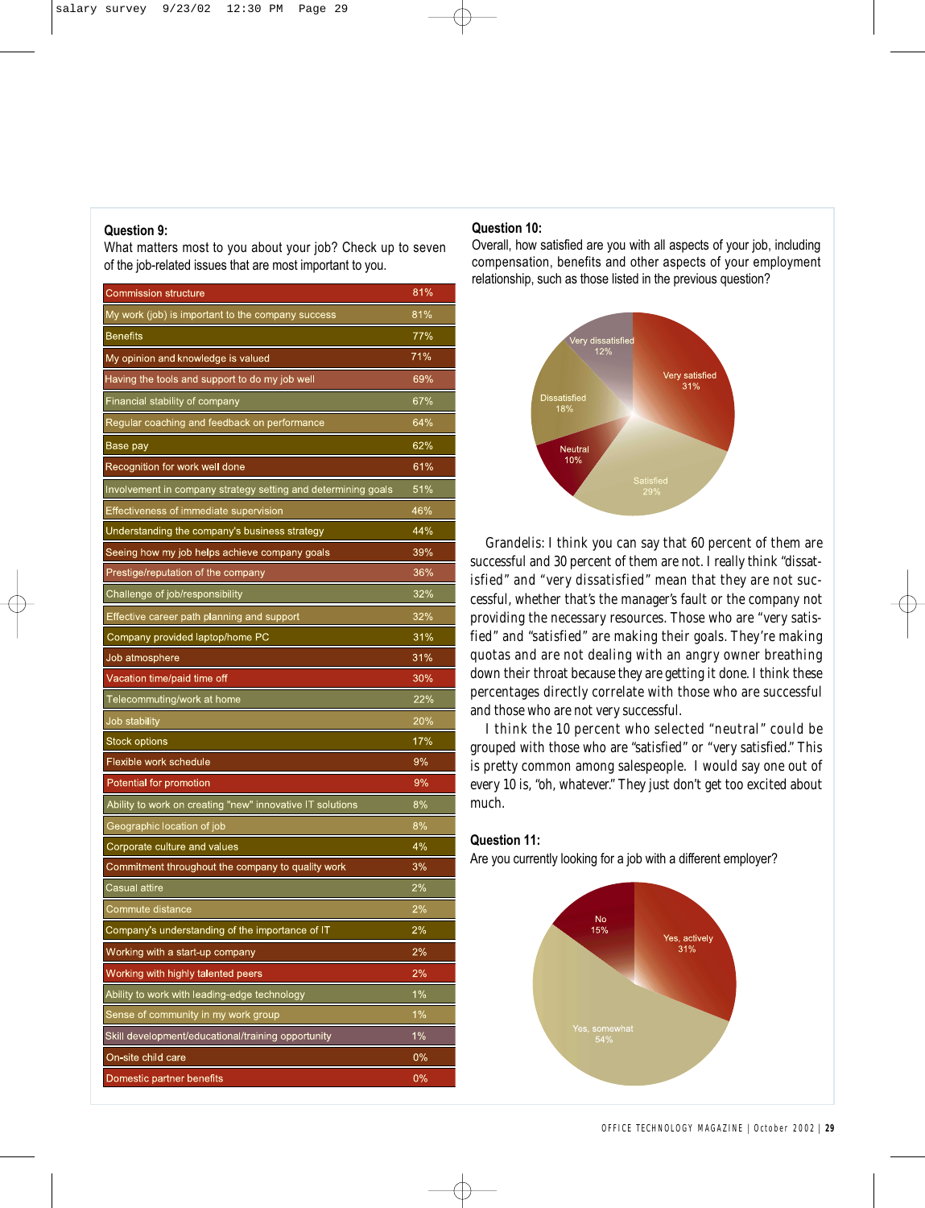**Question 9:**
What matters most to you about your job? Check up to seven of the job-related issues that are most important to you.

| | |
|---|---|
| Commission structure | 81% |
| My work (job) is important to the company success | 81% |
| Benefits | 77% |
| My opinion and knowledge is valued | 71% |
| Having the tools and support to do my job well | 69% |
| Financial stability of company | 67% |
| Regular coaching and feedback on performance | 64% |
| Base pay | 62% |
| Recognition for work well done | 61% |
| Involvement in company strategy setting and determining goals | 51% |
| Effectiveness of immediate supervision | 46% |
| Understanding the company's business strategy | 44% |
| Seeing how my job helps achieve company goals | 39% |
| Prestige/reputation of the company | 36% |
| Challenge of job/responsibility | 32% |
| Effective career path planning and support | 32% |
| Company provided laptop/home PC | 31% |
| Job atmosphere | 31% |
| Vacation time/paid time off | 30% |
| Telecommuting/work at home | 22% |
| Job stability | 20% |
| Stock options | 17% |
| Flexible work schedule | 9% |
| Potential for promotion | 9% |
| Ability to work on creating "new" innovative IT solutions | 8% |
| Geographic location of job | 8% |
| Corporate culture and values | 4% |
| Commitment throughout the company to quality work | 3% |
| Casual attire | 2% |
| Commute distance | 2% |
| Company's understanding of the importance of IT | 2% |
| Working with a start-up company | 2% |
| Working with highly talented peers | 2% |
| Ability to work with leading-edge technology | 1% |
| Sense of community in my work group | 1% |
| Skill development/educational/training opportunity | 1% |
| On-site child care | 0% |
| Domestic partner benefits | 0% |

**Question 10:**
Overall, how satisfied are you with all aspects of your job, including compensation, benefits and other aspects of your employment relationship, such as those listed in the previous question?

Very dissatisfied 12%
Very satisfied 31%
Dissatisfied 18%
Neutral 10%
Satisfied 29%

Grandelis: I think you can say that 60 percent of them are successful and 30 percent of them are not. I really think "dissatisfied" and "very dissatisfied" mean that they are not successful, whether that's the manager's fault or the company not providing the necessary resources. Those who are "very satisfied" and "satisfied" are making their goals. They're making quotas and are not dealing with an angry owner breathing down their throat because they are getting it done. I think these percentages directly correlate with those who are successful and those who are not very successful.

I think the 10 percent who selected "neutral" could be grouped with those who are "satisfied" or "very satisfied." This is pretty common among salespeople. I would say one out of every 10 is, "oh, whatever." They just don't get too excited about much.

**Question 11:**
Are you currently looking for a job with a different employer?

No 15%
Yes, actively 31%
Yes, somewhat 54%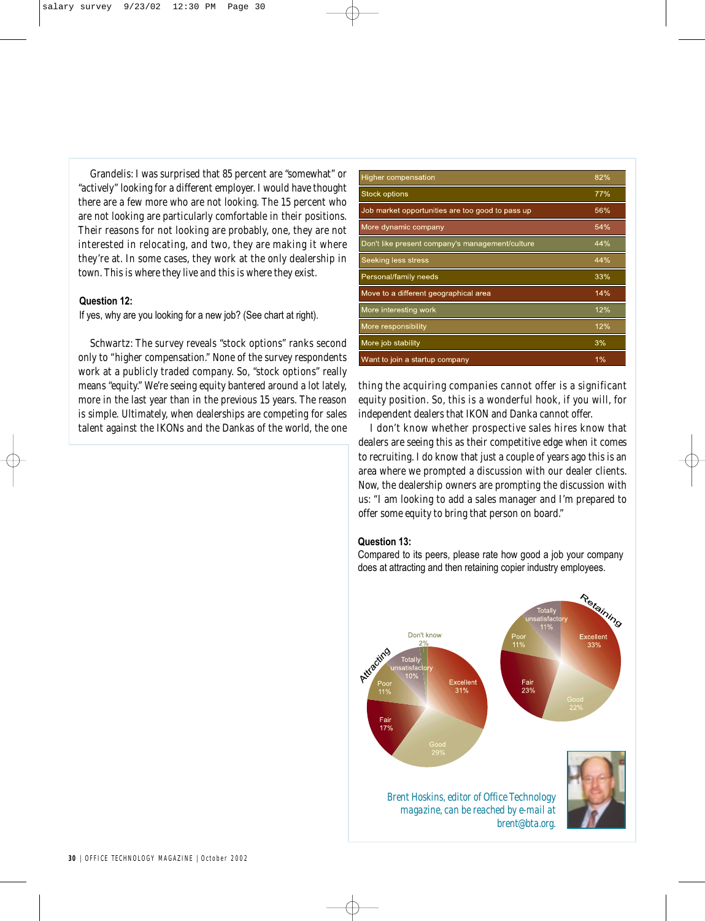Grandelis: I was surprised that 85 percent are "somewhat" or "actively" looking for a different employer. I would have thought there are a few more who are not looking. The 15 percent who are not looking are particularly comfortable in their positions. Their reasons for not looking are probably, one, they are not interested in relocating, and two, they are making it where they're at. In some cases, they work at the only dealership in town. This is where they live and this is where they exist.

**Question 12:**
If yes, why are you looking for a new job? (See chart at right).

Higher compensation 82%
Stock options 77%
Job market opportunities are too good to pass up 56%
More dynamic company 54%
Don't like present company's management/culture 44%
Seeking less stress 44%
Personal/family needs 33%
Move to a different geographical area 14%
More interesting work 12%
More responsibility 12%
More job stability 3%
Want to join a startup company 1%

Schwartz: The survey reveals "stock options" ranks second only to "higher compensation." None of the survey respondents work at a publicly traded company. So, "stock options" really means "equity." We're seeing equity bantered around a lot lately, more in the last year than in the previous 15 years. The reason is simple. Ultimately, when dealerships are competing for sales talent against the IKONs and the Dankas of the world, the one thing the acquiring companies cannot offer is a significant equity position. So, this is a wonderful hook, if you will, for independent dealers that IKON and Danka cannot offer.

I don't know whether prospective sales hires know that dealers are seeing this as their competitive edge when it comes to recruiting. I do know that just a couple of years ago this is an area where we prompted a discussion with our dealer clients. Now, the dealership owners are prompting the discussion with us: "I am looking to add a sales manager and I'm prepared to offer some equity to bring that person on board."

**Question 13:**
Compared to its peers, please rate how good a job your company does at attracting and then retaining copier industry employees.

Attracting
Don't know 2%
Totally unsatisfactory 10%
Poor 11%
Fair 17%
Good 29%
Excellent 31%

Retaining
Totally unsatisfactory 11%
Poor 11%
Fair 23%
Good 22%
Excellent 33%

Brent Hoskins, editor of Office Technology magazine, can be reached by e-mail at brent@bta.org.